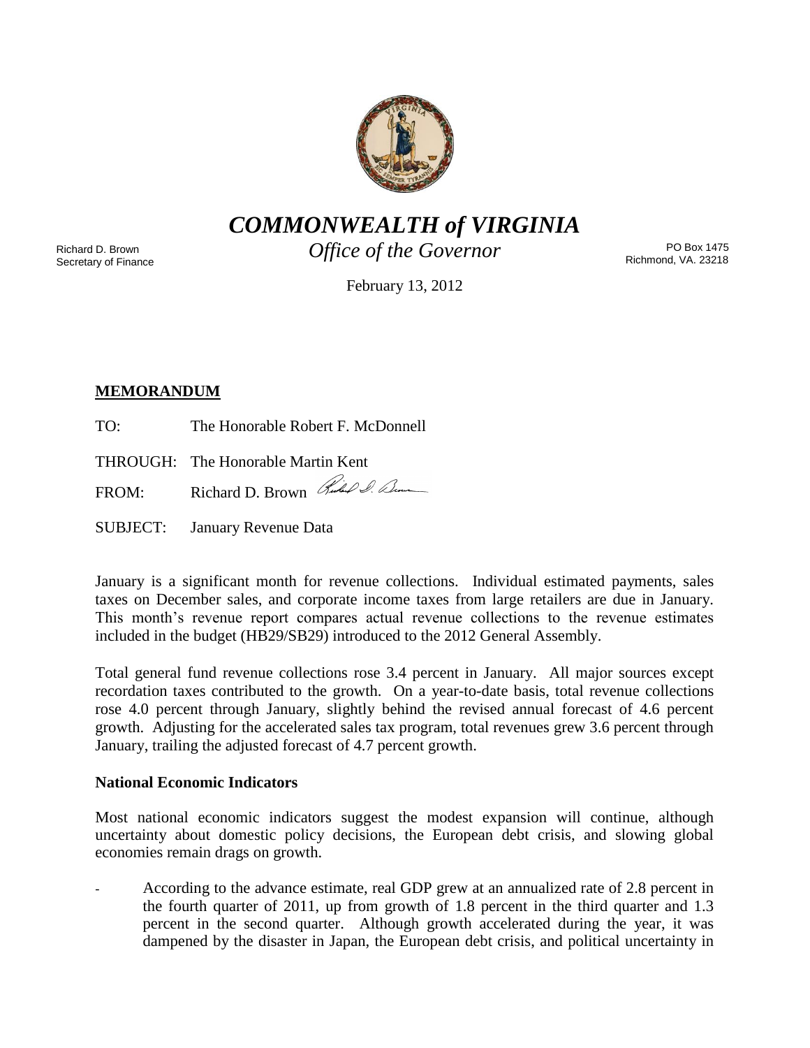# *COMMONWEALTH of VIRGINIA*

## *Office of the Governor*

Richard D. Brown
Secretary of Finance

PO Box 1475
Richmond, VA. 23218

February 13, 2012

**MEMORANDUM**

TO: The Honorable Robert F. McDonnell

THROUGH: The Honorable Martin Kent

FROM: Richard D. Brown

SUBJECT: January Revenue Data

January is a significant month for revenue collections. Individual estimated payments, sales taxes on December sales, and corporate income taxes from large retailers are due in January. This month's revenue report compares actual revenue collections to the revenue estimates included in the budget (HB29/SB29) introduced to the 2012 General Assembly.

Total general fund revenue collections rose 3.4 percent in January. All major sources except recordation taxes contributed to the growth. On a year-to-date basis, total revenue collections rose 4.0 percent through January, slightly behind the revised annual forecast of 4.6 percent growth. Adjusting for the accelerated sales tax program, total revenues grew 3.6 percent through January, trailing the adjusted forecast of 4.7 percent growth.

**National Economic Indicators**

Most national economic indicators suggest the modest expansion will continue, although uncertainty about domestic policy decisions, the European debt crisis, and slowing global economies remain drags on growth.

- According to the advance estimate, real GDP grew at an annualized rate of 2.8 percent in the fourth quarter of 2011, up from growth of 1.8 percent in the third quarter and 1.3 percent in the second quarter. Although growth accelerated during the year, it was dampened by the disaster in Japan, the European debt crisis, and political uncertainty in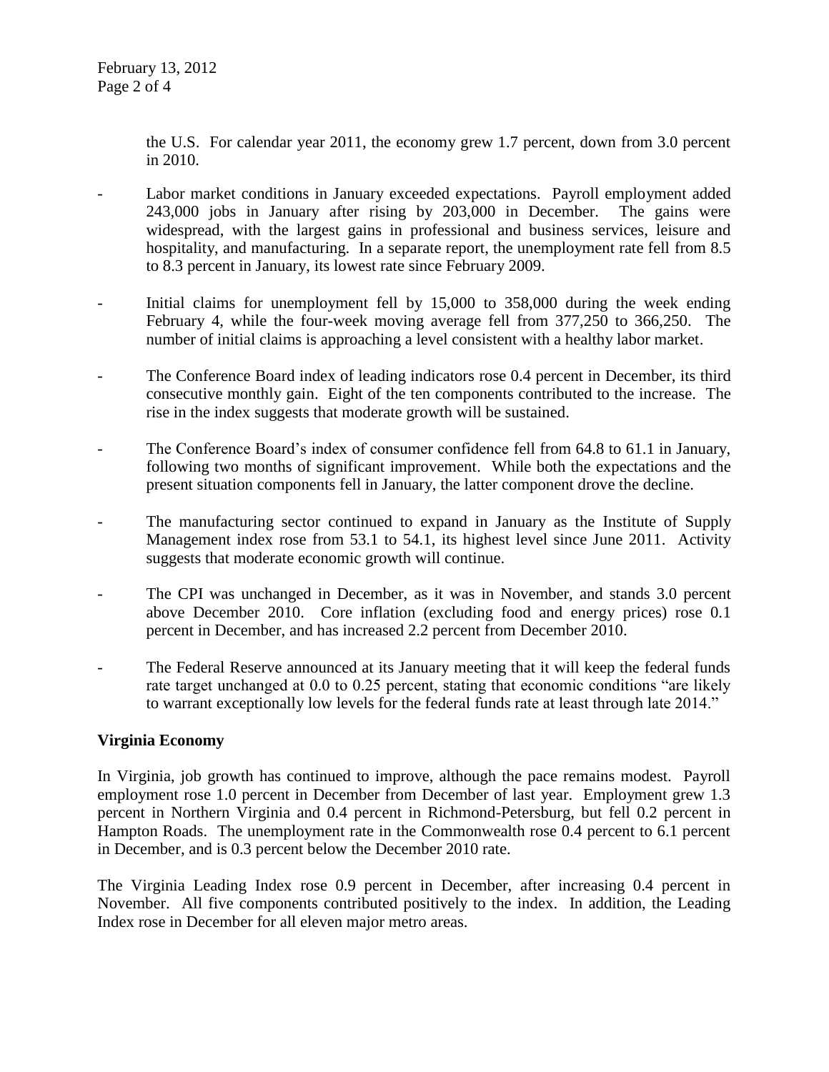the U.S. For calendar year 2011, the economy grew 1.7 percent, down from 3.0 percent in 2010.

- Labor market conditions in January exceeded expectations. Payroll employment added 243,000 jobs in January after rising by 203,000 in December. The gains were widespread, with the largest gains in professional and business services, leisure and hospitality, and manufacturing. In a separate report, the unemployment rate fell from 8.5 to 8.3 percent in January, its lowest rate since February 2009.

- Initial claims for unemployment fell by 15,000 to 358,000 during the week ending February 4, while the four-week moving average fell from 377,250 to 366,250. The number of initial claims is approaching a level consistent with a healthy labor market.

- The Conference Board index of leading indicators rose 0.4 percent in December, its third consecutive monthly gain. Eight of the ten components contributed to the increase. The rise in the index suggests that moderate growth will be sustained.

- The Conference Board's index of consumer confidence fell from 64.8 to 61.1 in January, following two months of significant improvement. While both the expectations and the present situation components fell in January, the latter component drove the decline.

- The manufacturing sector continued to expand in January as the Institute of Supply Management index rose from 53.1 to 54.1, its highest level since June 2011. Activity suggests that moderate economic growth will continue.

- The CPI was unchanged in December, as it was in November, and stands 3.0 percent above December 2010. Core inflation (excluding food and energy prices) rose 0.1 percent in December, and has increased 2.2 percent from December 2010.

- The Federal Reserve announced at its January meeting that it will keep the federal funds rate target unchanged at 0.0 to 0.25 percent, stating that economic conditions "are likely to warrant exceptionally low levels for the federal funds rate at least through late 2014."

**Virginia Economy**

In Virginia, job growth has continued to improve, although the pace remains modest. Payroll employment rose 1.0 percent in December from December of last year. Employment grew 1.3 percent in Northern Virginia and 0.4 percent in Richmond-Petersburg, but fell 0.2 percent in Hampton Roads. The unemployment rate in the Commonwealth rose 0.4 percent to 6.1 percent in December, and is 0.3 percent below the December 2010 rate.

The Virginia Leading Index rose 0.9 percent in December, after increasing 0.4 percent in November. All five components contributed positively to the index. In addition, the Leading Index rose in December for all eleven major metro areas.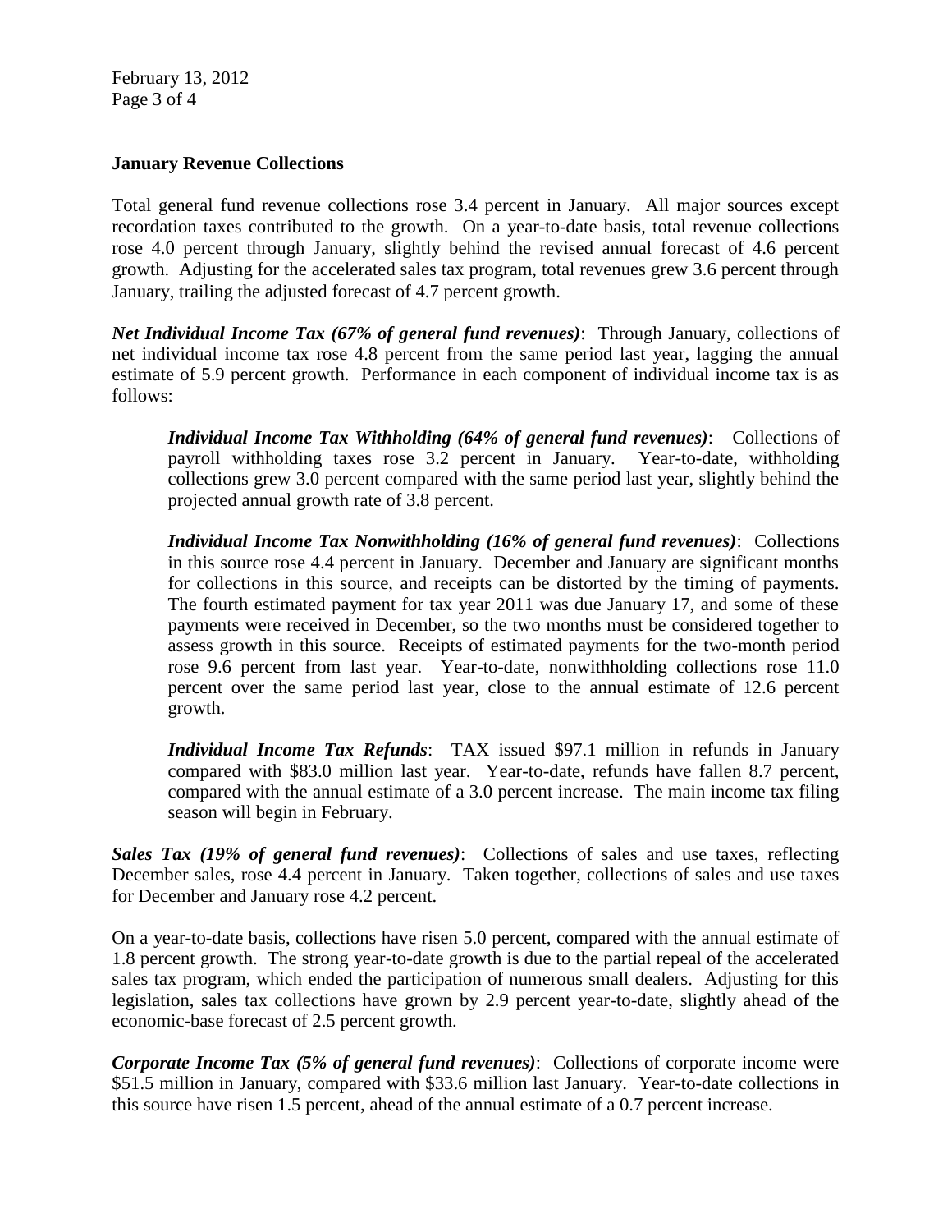**January Revenue Collections**

Total general fund revenue collections rose 3.4 percent in January. All major sources except recordation taxes contributed to the growth. On a year-to-date basis, total revenue collections rose 4.0 percent through January, slightly behind the revised annual forecast of 4.6 percent growth. Adjusting for the accelerated sales tax program, total revenues grew 3.6 percent through January, trailing the adjusted forecast of 4.7 percent growth.

***Net Individual Income Tax (67% of general fund revenues)***: Through January, collections of net individual income tax rose 4.8 percent from the same period last year, lagging the annual estimate of 5.9 percent growth. Performance in each component of individual income tax is as follows:

> ***Individual Income Tax Withholding (64% of general fund revenues)***: Collections of payroll withholding taxes rose 3.2 percent in January. Year-to-date, withholding collections grew 3.0 percent compared with the same period last year, slightly behind the projected annual growth rate of 3.8 percent.
>
> ***Individual Income Tax Nonwithholding (16% of general fund revenues)***: Collections in this source rose 4.4 percent in January. December and January are significant months for collections in this source, and receipts can be distorted by the timing of payments. The fourth estimated payment for tax year 2011 was due January 17, and some of these payments were received in December, so the two months must be considered together to assess growth in this source. Receipts of estimated payments for the two-month period rose 9.6 percent from last year. Year-to-date, nonwithholding collections rose 11.0 percent over the same period last year, close to the annual estimate of 12.6 percent growth.
>
> ***Individual Income Tax Refunds***: TAX issued $97.1 million in refunds in January compared with $83.0 million last year. Year-to-date, refunds have fallen 8.7 percent, compared with the annual estimate of a 3.0 percent increase. The main income tax filing season will begin in February.

***Sales Tax (19% of general fund revenues)***: Collections of sales and use taxes, reflecting December sales, rose 4.4 percent in January. Taken together, collections of sales and use taxes for December and January rose 4.2 percent.

On a year-to-date basis, collections have risen 5.0 percent, compared with the annual estimate of 1.8 percent growth. The strong year-to-date growth is due to the partial repeal of the accelerated sales tax program, which ended the participation of numerous small dealers. Adjusting for this legislation, sales tax collections have grown by 2.9 percent year-to-date, slightly ahead of the economic-base forecast of 2.5 percent growth.

***Corporate Income Tax (5% of general fund revenues)***: Collections of corporate income were $51.5 million in January, compared with $33.6 million last January. Year-to-date collections in this source have risen 1.5 percent, ahead of the annual estimate of a 0.7 percent increase.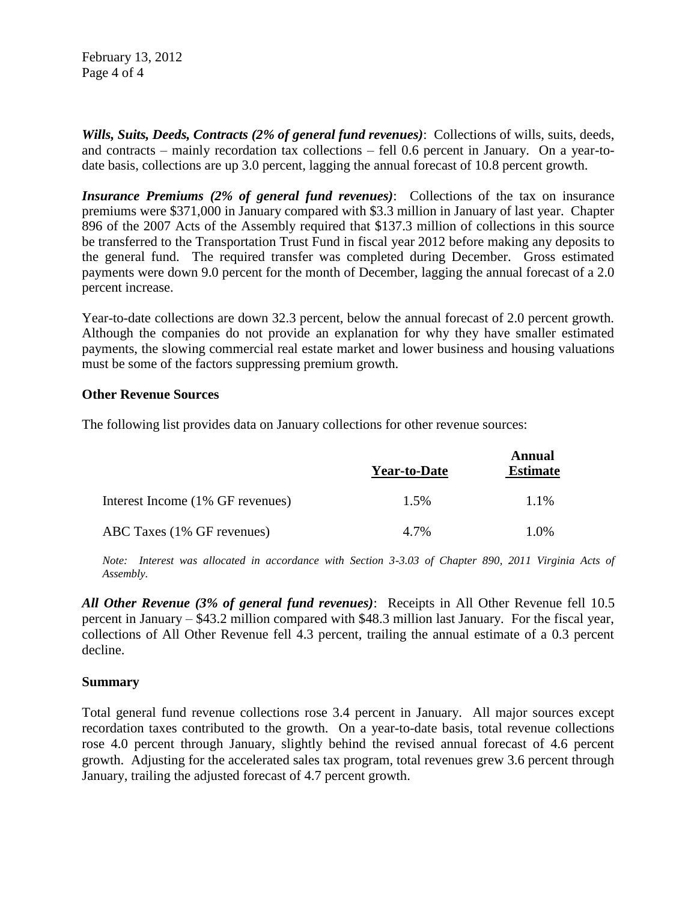***Wills, Suits, Deeds, Contracts (2% of general fund revenues)***: Collections of wills, suits, deeds, and contracts – mainly recordation tax collections – fell 0.6 percent in January. On a year-to-date basis, collections are up 3.0 percent, lagging the annual forecast of 10.8 percent growth.

***Insurance Premiums (2% of general fund revenues)***: Collections of the tax on insurance premiums were $371,000 in January compared with $3.3 million in January of last year. Chapter 896 of the 2007 Acts of the Assembly required that $137.3 million of collections in this source be transferred to the Transportation Trust Fund in fiscal year 2012 before making any deposits to the general fund. The required transfer was completed during December. Gross estimated payments were down 9.0 percent for the month of December, lagging the annual forecast of a 2.0 percent increase.

Year-to-date collections are down 32.3 percent, below the annual forecast of 2.0 percent growth. Although the companies do not provide an explanation for why they have smaller estimated payments, the slowing commercial real estate market and lower business and housing valuations must be some of the factors suppressing premium growth.

**Other Revenue Sources**

The following list provides data on January collections for other revenue sources:

| | Year-to-Date | Annual Estimate |
|---|---|---|
| Interest Income (1% GF revenues) | 1.5% | 1.1% |
| ABC Taxes (1% GF revenues) | 4.7% | 1.0% |

*Note: Interest was allocated in accordance with Section 3-3.03 of Chapter 890, 2011 Virginia Acts of Assembly.*

***All Other Revenue (3% of general fund revenues)***: Receipts in All Other Revenue fell 10.5 percent in January – $43.2 million compared with $48.3 million last January. For the fiscal year, collections of All Other Revenue fell 4.3 percent, trailing the annual estimate of a 0.3 percent decline.

**Summary**

Total general fund revenue collections rose 3.4 percent in January. All major sources except recordation taxes contributed to the growth. On a year-to-date basis, total revenue collections rose 4.0 percent through January, slightly behind the revised annual forecast of 4.6 percent growth. Adjusting for the accelerated sales tax program, total revenues grew 3.6 percent through January, trailing the adjusted forecast of 4.7 percent growth.